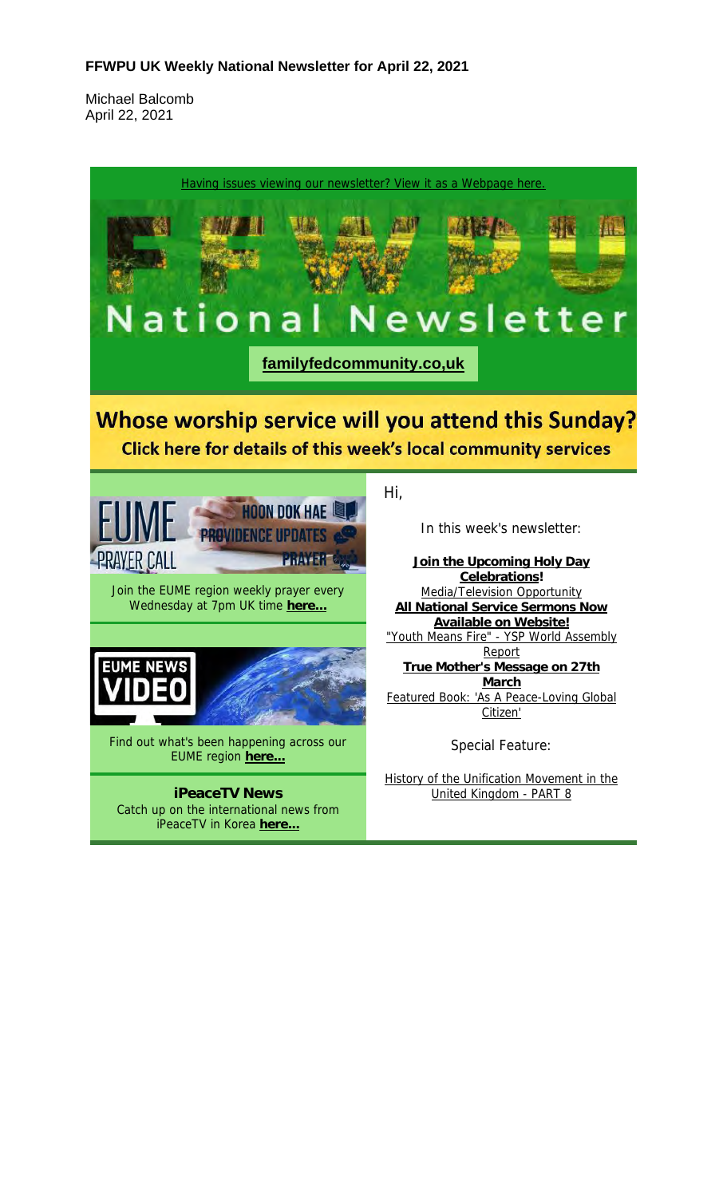**FFWPU UK Weekly National Newsletter for April 22, 2021**

Michael Balcomb
April 22, 2021

Having issues viewing our newsletter? View it as a Webpage here.

# National Newsletter

**familyfedcommunity.co,uk**

## Whose worship service will you attend this Sunday?

**Click here for details of this week's local community services**

EUME PRAYER CALL — HOON DOK HAE — PROVIDENCE UPDATES — PRAYER

Join the EUME region weekly prayer every Wednesday at 7pm UK time **here...**

EUME NEWS VIDEO

Find out what's been happening across our EUME region **here...**

**iPeaceTV News**
Catch up on the international news from iPeaceTV in Korea **here...**

Hi,

In this week's newsletter:

**Join the Upcoming Holy Day Celebrations!**
Media/Television Opportunity
**All National Service Sermons Now Available on Website!**
"Youth Means Fire" - YSP World Assembly Report
**True Mother's Message on 27th March**
Featured Book: 'As A Peace-Loving Global Citizen'

Special Feature:

History of the Unification Movement in the United Kingdom - PART 8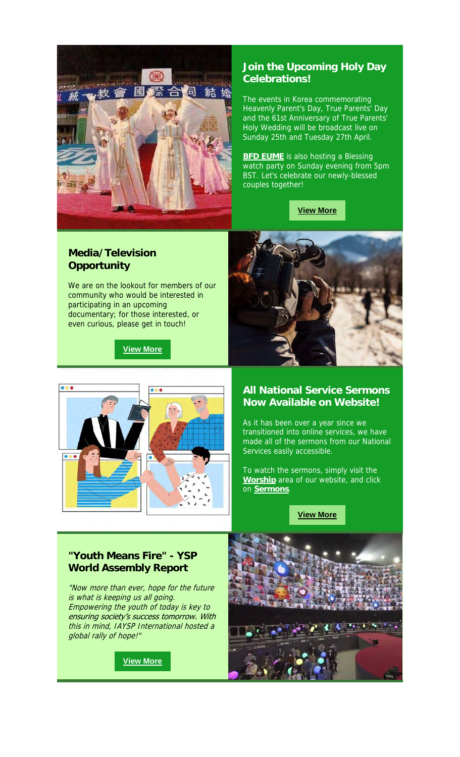## Join the Upcoming Holy Day Celebrations!

The events in Korea commemorating Heavenly Parent's Day, True Parents' Day and the 61st Anniversary of True Parents' Holy Wedding will be broadcast live on Sunday 25th and Tuesday 27th April.

**BFD EUME** is also hosting a Blessing watch party on Sunday evening from 5pm BST. Let's celebrate our newly-blessed couples together!

**View More**

## Media/Television Opportunity

We are on the lookout for members of our community who would be interested in participating in an upcoming documentary; for those interested, or even curious, please get in touch!

**View More**

## All National Service Sermons Now Available on Website!

As it has been over a year since we transitioned into online services, we have made all of the sermons from our National Services easily accessible.

To watch the sermons, simply visit the **Worship** area of our website, and click on **Sermons**.

**View More**

## "Youth Means Fire" - YSP World Assembly Report

*"Now more than ever, hope for the future is what is keeping us all going. Empowering the youth of today is key to ensuring society's success tomorrow. With this in mind, IAYSP International hosted a global rally of hope!"*

**View More**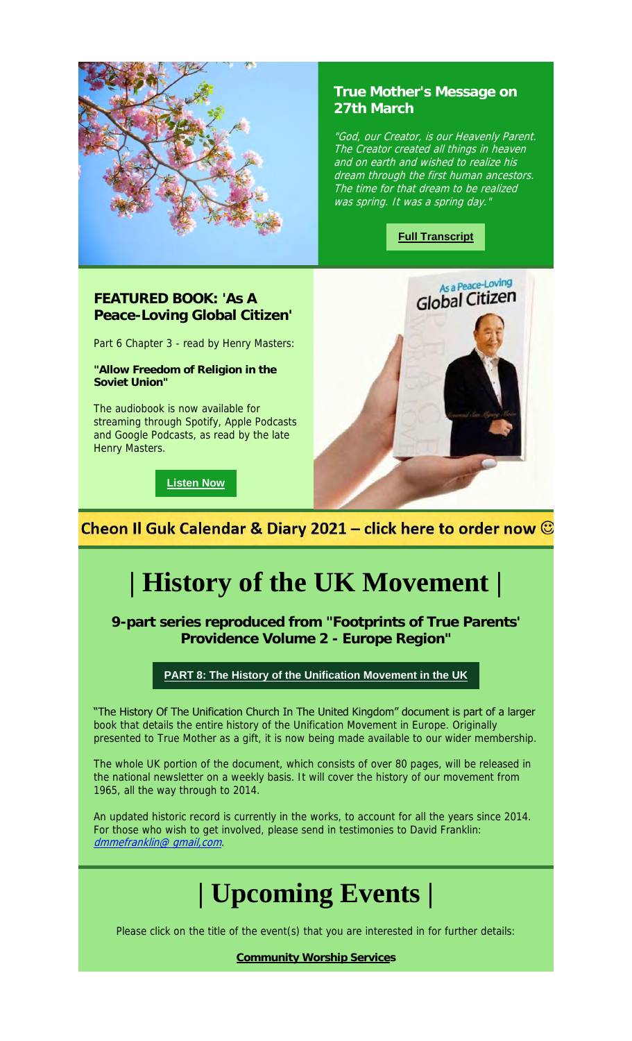### True Mother's Message on 27th March

*"God, our Creator, is our Heavenly Parent. The Creator created all things in heaven and on earth and wished to realize his dream through the first human ancestors. The time for that dream to be realized was spring. It was a spring day."*

**Full Transcript**

### FEATURED BOOK: 'As A Peace-Loving Global Citizen'

Part 6 Chapter 3 - read by Henry Masters:

**"Allow Freedom of Religion in the Soviet Union"**

The audiobook is now available for streaming through Spotify, Apple Podcasts and Google Podcasts, as read by the late Henry Masters.

**Listen Now**

**Cheon Il Guk Calendar & Diary 2021 – click here to order now ☺**

# | History of the UK Movement |

**9-part series reproduced from "Footprints of True Parents' Providence Volume 2 - Europe Region"**

**PART 8: The History of the Unification Movement in the UK**

"The History Of The Unification Church In The United Kingdom" document is part of a larger book that details the entire history of the Unification Movement in Europe. Originally presented to True Mother as a gift, it is now being made available to our wider membership.

The whole UK portion of the document, which consists of over 80 pages, will be released in the national newsletter on a weekly basis. It will cover the history of our movement from 1965, all the way through to 2014.

An updated historic record is currently in the works, to account for all the years since 2014. For those who wish to get involved, please send in testimonies to David Franklin: *dmmefranklin@ gmail,com*.

# | Upcoming Events |

Please click on the title of the event(s) that you are interested in for further details:

**Community Worship Services**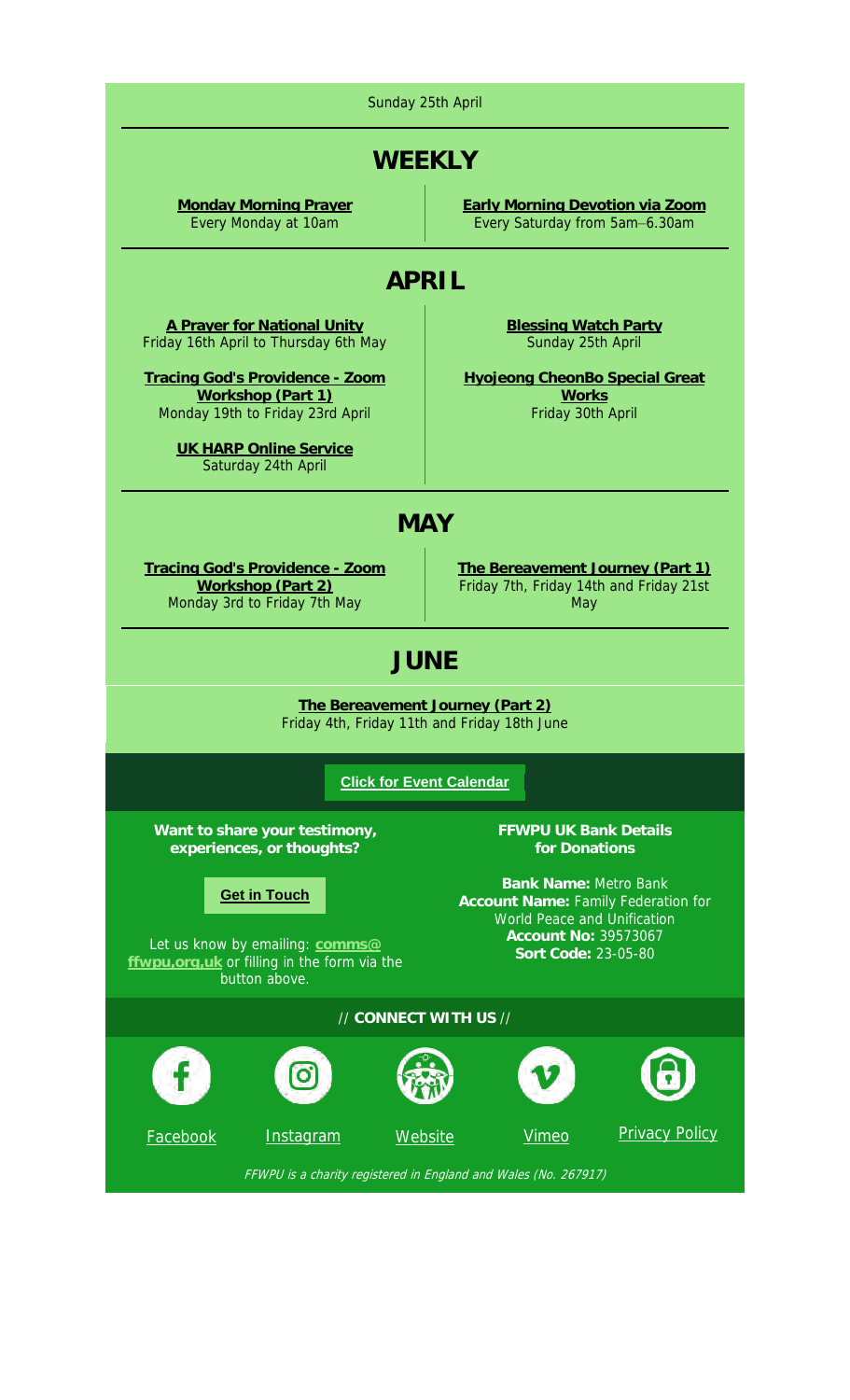Sunday 25th April

## WEEKLY

**Monday Morning Prayer**
Every Monday at 10am

**Early Morning Devotion via Zoom**
Every Saturday from 5am–6.30am

## APRIL

**A Prayer for National Unity**
Friday 16th April to Thursday 6th May

**Tracing God's Providence - Zoom Workshop (Part 1)**
Monday 19th to Friday 23rd April

**UK HARP Online Service**
Saturday 24th April

**Blessing Watch Party**
Sunday 25th April

**Hyojeong CheonBo Special Great Works**
Friday 30th April

## MAY

**Tracing God's Providence - Zoom Workshop (Part 2)**
Monday 3rd to Friday 7th May

**The Bereavement Journey (Part 1)**
Friday 7th, Friday 14th and Friday 21st May

## JUNE

**The Bereavement Journey (Part 2)**
Friday 4th, Friday 11th and Friday 18th June

**Click for Event Calendar**

**Want to share your testimony, experiences, or thoughts?**

**Get in Touch**

Let us know by emailing: **comms@ffwpu.org.uk** or filling in the form via the button above.

**FFWPU UK Bank Details for Donations**

**Bank Name:** Metro Bank
**Account Name:** Family Federation for World Peace and Unification
**Account No:** 39573067
**Sort Code:** 23-05-80

// **CONNECT WITH US** //

Facebook Instagram Website Vimeo Privacy Policy

*FFWPU is a charity registered in England and Wales (No. 267917)*